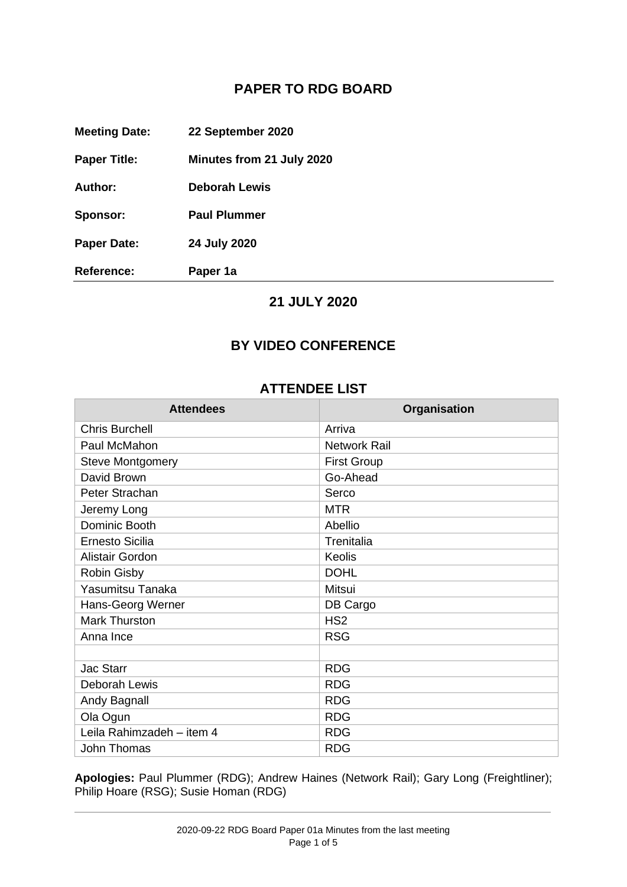# PAPER TO RDG BOARD

**Meeting Date:** 22 September 2020

**Paper Title:** Minutes from 21 July 2020

**Author:** Deborah Lewis

**Sponsor:** Paul Plummer

**Paper Date:** 24 July 2020

**Reference:** Paper 1a

## 21 JULY 2020

## BY VIDEO CONFERENCE

## ATTENDEE LIST

| Attendees | Organisation |
|---|---|
| Chris Burchell | Arriva |
| Paul McMahon | Network Rail |
| Steve Montgomery | First Group |
| David Brown | Go-Ahead |
| Peter Strachan | Serco |
| Jeremy Long | MTR |
| Dominic Booth | Abellio |
| Ernesto Sicilia | Trenitalia |
| Alistair Gordon | Keolis |
| Robin Gisby | DOHL |
| Yasumitsu Tanaka | Mitsui |
| Hans-Georg Werner | DB Cargo |
| Mark Thurston | HS2 |
| Anna Ince | RSG |
| | |
| Jac Starr | RDG |
| Deborah Lewis | RDG |
| Andy Bagnall | RDG |
| Ola Ogun | RDG |
| Leila Rahimzadeh – item 4 | RDG |
| John Thomas | RDG |

**Apologies:** Paul Plummer (RDG); Andrew Haines (Network Rail); Gary Long (Freightliner); Philip Hoare (RSG); Susie Homan (RDG)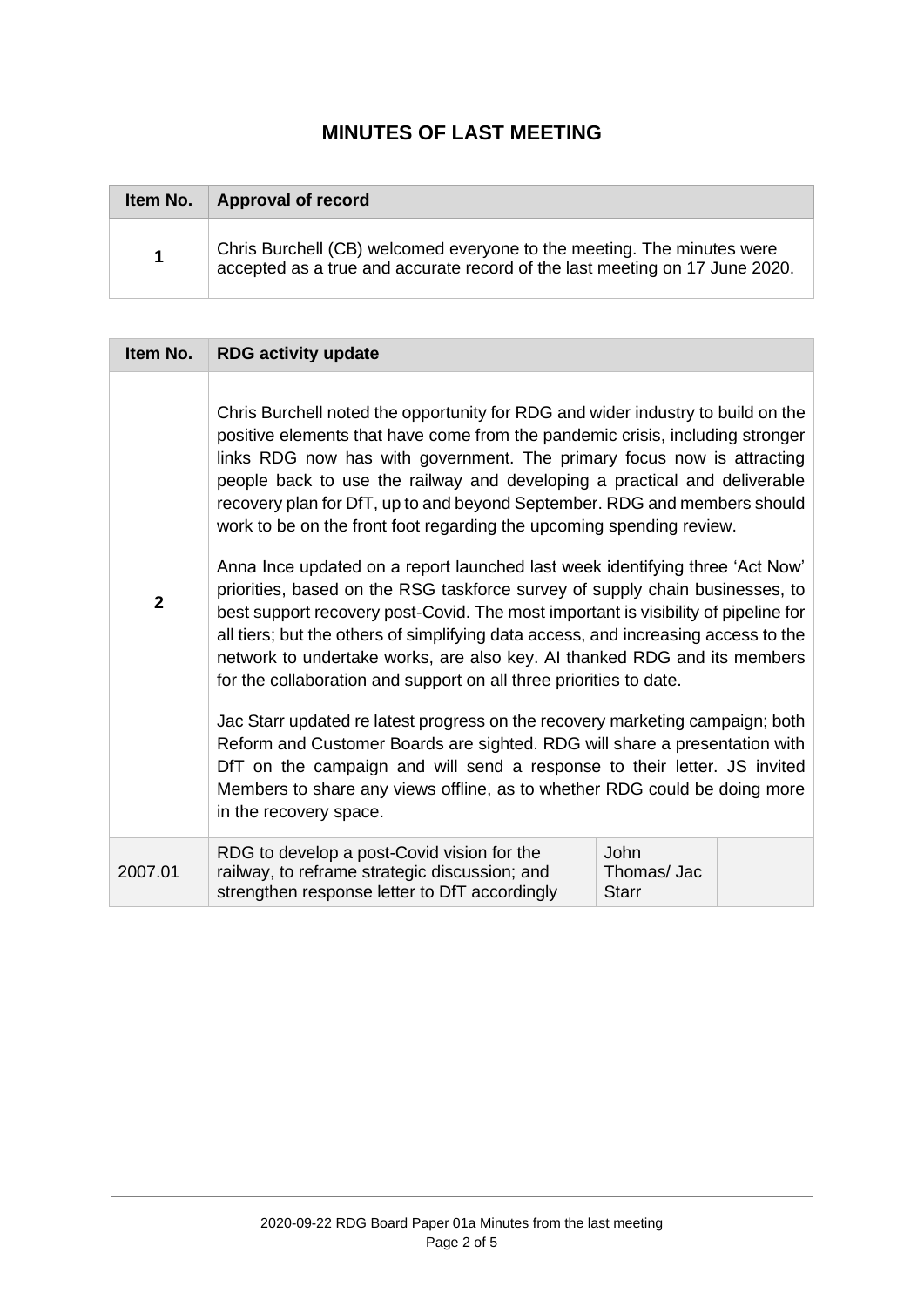# MINUTES OF LAST MEETING

| Item No. | Approval of record |
| --- | --- |
| 1 | Chris Burchell (CB) welcomed everyone to the meeting. The minutes were accepted as a true and accurate record of the last meeting on 17 June 2020. |

| Item No. | RDG activity update | | |
| --- | --- | --- | --- |
| 2 | Chris Burchell noted the opportunity for RDG and wider industry to build on the positive elements that have come from the pandemic crisis, including stronger links RDG now has with government. The primary focus now is attracting people back to use the railway and developing a practical and deliverable recovery plan for DfT, up to and beyond September. RDG and members should work to be on the front foot regarding the upcoming spending review.<br><br>Anna Ince updated on a report launched last week identifying three 'Act Now' priorities, based on the RSG taskforce survey of supply chain businesses, to best support recovery post-Covid. The most important is visibility of pipeline for all tiers; but the others of simplifying data access, and increasing access to the network to undertake works, are also key. AI thanked RDG and its members for the collaboration and support on all three priorities to date.<br><br>Jac Starr updated re latest progress on the recovery marketing campaign; both Reform and Customer Boards are sighted. RDG will share a presentation with DfT on the campaign and will send a response to their letter. JS invited Members to share any views offline, as to whether RDG could be doing more in the recovery space. | | |
| 2007.01 | RDG to develop a post-Covid vision for the railway, to reframe strategic discussion; and strengthen response letter to DfT accordingly | John Thomas/ Jac Starr | |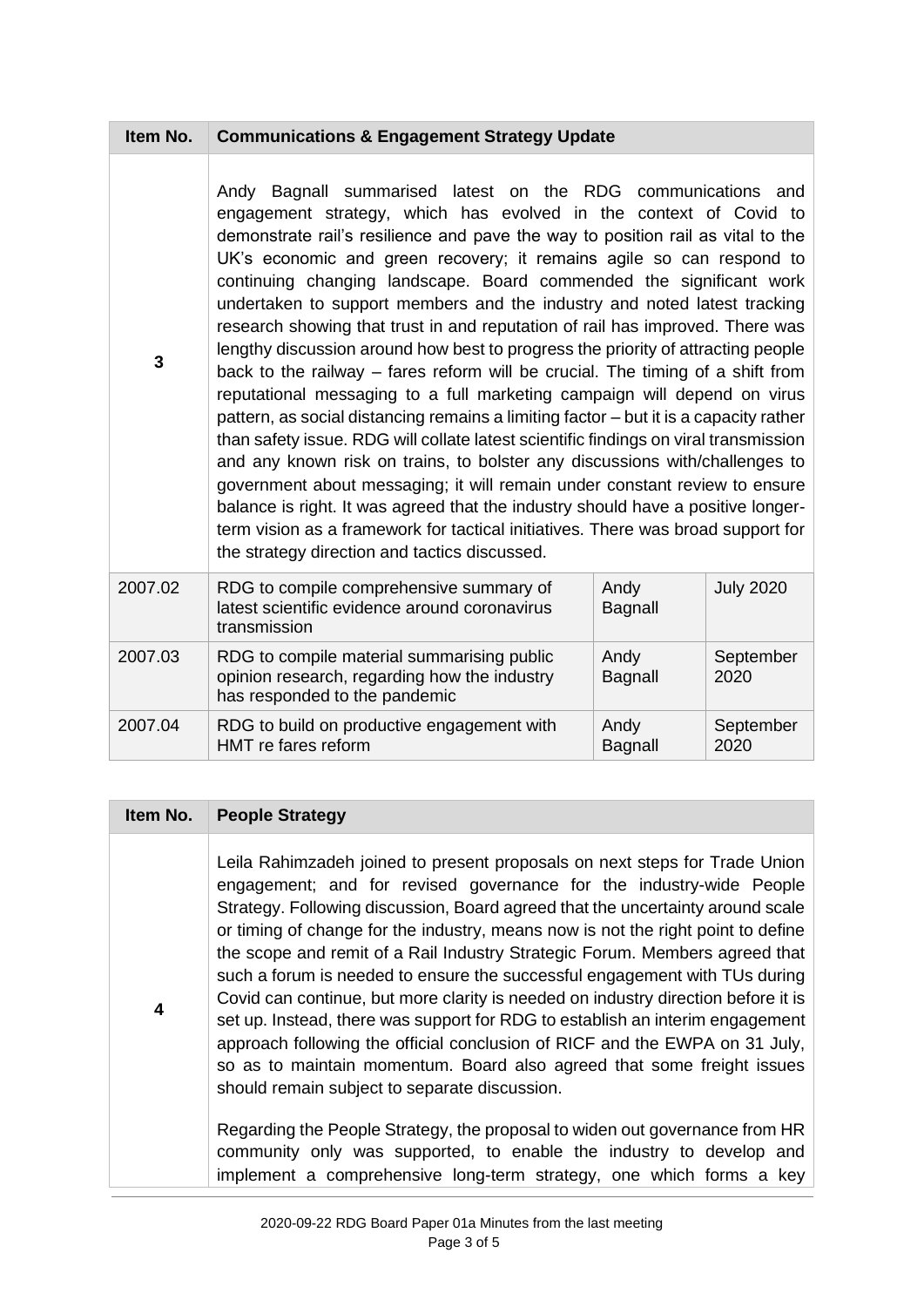| Item No. | Communications & Engagement Strategy Update | | |
|---|---|---|---|
| 3 | Andy Bagnall summarised latest on the RDG communications and engagement strategy, which has evolved in the context of Covid to demonstrate rail's resilience and pave the way to position rail as vital to the UK's economic and green recovery; it remains agile so can respond to continuing changing landscape. Board commended the significant work undertaken to support members and the industry and noted latest tracking research showing that trust in and reputation of rail has improved. There was lengthy discussion around how best to progress the priority of attracting people back to the railway – fares reform will be crucial. The timing of a shift from reputational messaging to a full marketing campaign will depend on virus pattern, as social distancing remains a limiting factor – but it is a capacity rather than safety issue. RDG will collate latest scientific findings on viral transmission and any known risk on trains, to bolster any discussions with/challenges to government about messaging; it will remain under constant review to ensure balance is right. It was agreed that the industry should have a positive longer-term vision as a framework for tactical initiatives. There was broad support for the strategy direction and tactics discussed. | | |
| 2007.02 | RDG to compile comprehensive summary of latest scientific evidence around coronavirus transmission | Andy Bagnall | July 2020 |
| 2007.03 | RDG to compile material summarising public opinion research, regarding how the industry has responded to the pandemic | Andy Bagnall | September 2020 |
| 2007.04 | RDG to build on productive engagement with HMT re fares reform | Andy Bagnall | September 2020 |

| Item No. | People Strategy |
|---|---|
| 4 | Leila Rahimzadeh joined to present proposals on next steps for Trade Union engagement; and for revised governance for the industry-wide People Strategy. Following discussion, Board agreed that the uncertainty around scale or timing of change for the industry, means now is not the right point to define the scope and remit of a Rail Industry Strategic Forum. Members agreed that such a forum is needed to ensure the successful engagement with TUs during Covid can continue, but more clarity is needed on industry direction before it is set up. Instead, there was support for RDG to establish an interim engagement approach following the official conclusion of RICF and the EWPA on 31 July, so as to maintain momentum. Board also agreed that some freight issues should remain subject to separate discussion.<br><br>Regarding the People Strategy, the proposal to widen out governance from HR community only was supported, to enable the industry to develop and implement a comprehensive long-term strategy, one which forms a key |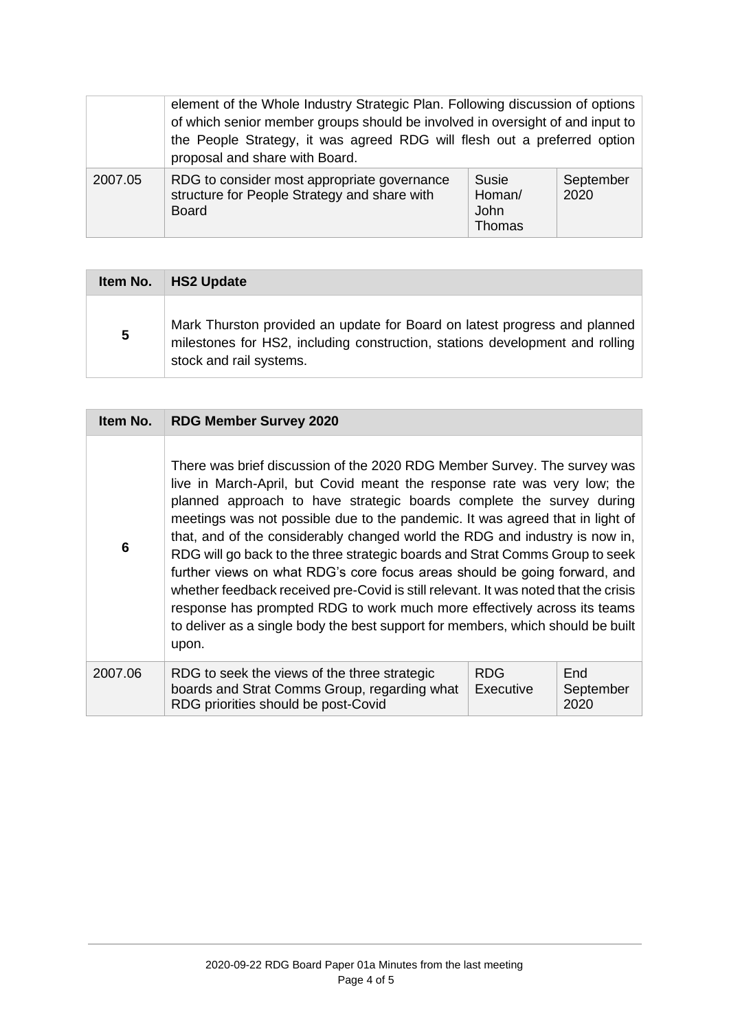| | element of the Whole Industry Strategic Plan. Following discussion of options of which senior member groups should be involved in oversight of and input to the People Strategy, it was agreed RDG will flesh out a preferred option proposal and share with Board. | | |
|---|---|---|---|
| 2007.05 | RDG to consider most appropriate governance structure for People Strategy and share with Board | Susie Homan/ John Thomas | September 2020 |

| Item No. | HS2 Update |
|---|---|
| 5 | Mark Thurston provided an update for Board on latest progress and planned milestones for HS2, including construction, stations development and rolling stock and rail systems. |

| Item No. | RDG Member Survey 2020 | | |
|---|---|---|---|
| 6 | There was brief discussion of the 2020 RDG Member Survey. The survey was live in March-April, but Covid meant the response rate was very low; the planned approach to have strategic boards complete the survey during meetings was not possible due to the pandemic. It was agreed that in light of that, and of the considerably changed world the RDG and industry is now in, RDG will go back to the three strategic boards and Strat Comms Group to seek further views on what RDG's core focus areas should be going forward, and whether feedback received pre-Covid is still relevant. It was noted that the crisis response has prompted RDG to work much more effectively across its teams to deliver as a single body the best support for members, which should be built upon. | | |
| 2007.06 | RDG to seek the views of the three strategic boards and Strat Comms Group, regarding what RDG priorities should be post-Covid | RDG Executive | End September 2020 |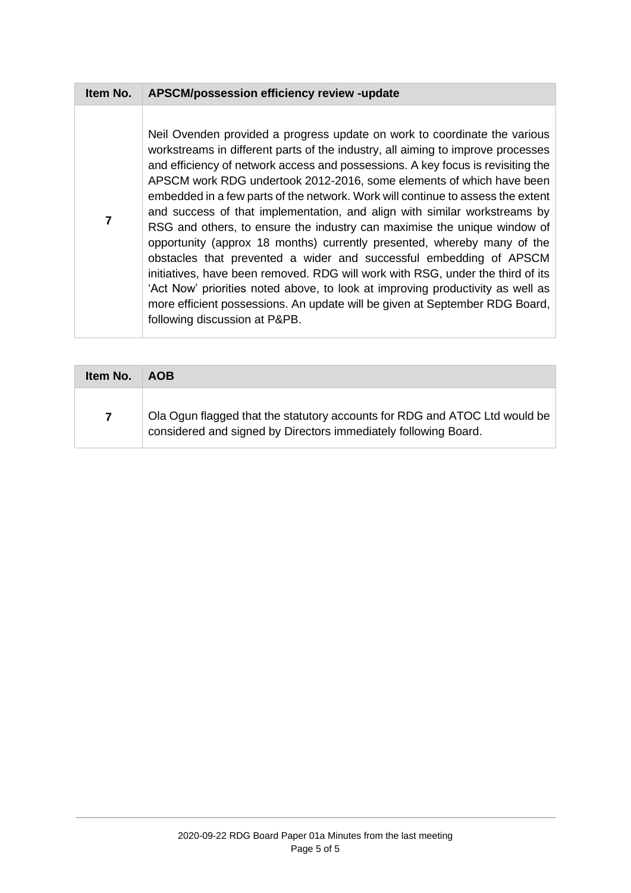| Item No. | APSCM/possession efficiency review -update |
| --- | --- |
| 7 | Neil Ovenden provided a progress update on work to coordinate the various workstreams in different parts of the industry, all aiming to improve processes and efficiency of network access and possessions. A key focus is revisiting the APSCM work RDG undertook 2012-2016, some elements of which have been embedded in a few parts of the network. Work will continue to assess the extent and success of that implementation, and align with similar workstreams by RSG and others, to ensure the industry can maximise the unique window of opportunity (approx 18 months) currently presented, whereby many of the obstacles that prevented a wider and successful embedding of APSCM initiatives, have been removed. RDG will work with RSG, under the third of its 'Act Now' priorities noted above, to look at improving productivity as well as more efficient possessions. An update will be given at September RDG Board, following discussion at P&PB. |

| Item No. | AOB |
| --- | --- |
| 7 | Ola Ogun flagged that the statutory accounts for RDG and ATOC Ltd would be considered and signed by Directors immediately following Board. |